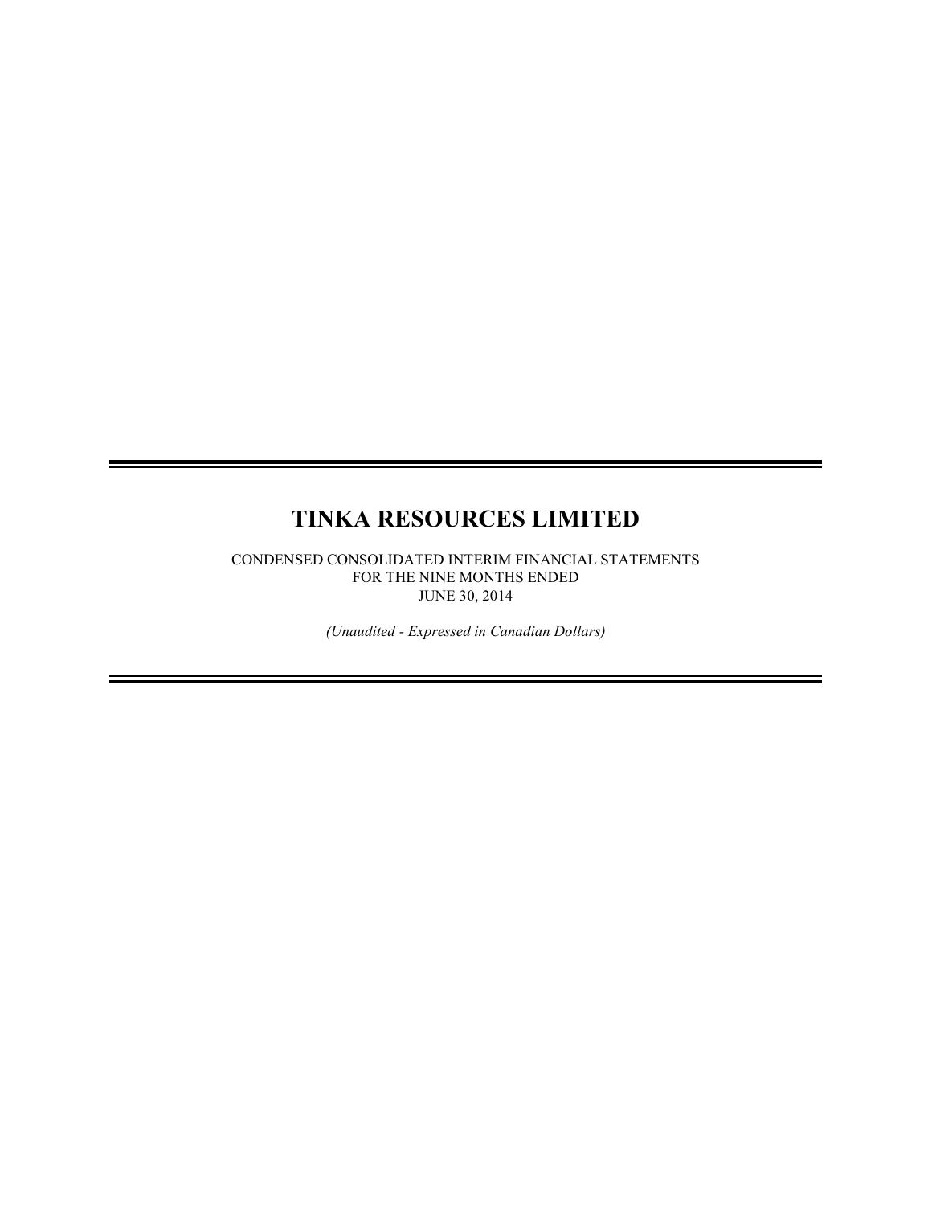# TINKA RESOURCES LIMITED

CONDENSED CONSOLIDATED INTERIM FINANCIAL STATEMENTS
FOR THE NINE MONTHS ENDED
JUNE 30, 2014

*(Unaudited - Expressed in Canadian Dollars)*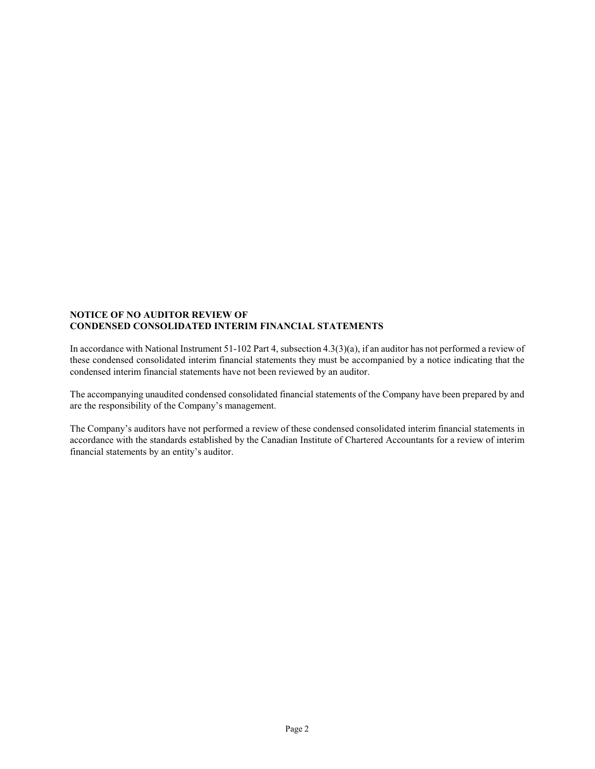**NOTICE OF NO AUDITOR REVIEW OF**
**CONDENSED CONSOLIDATED INTERIM FINANCIAL STATEMENTS**

In accordance with National Instrument 51-102 Part 4, subsection 4.3(3)(a), if an auditor has not performed a review of these condensed consolidated interim financial statements they must be accompanied by a notice indicating that the condensed interim financial statements have not been reviewed by an auditor.

The accompanying unaudited condensed consolidated financial statements of the Company have been prepared by and are the responsibility of the Company's management.

The Company's auditors have not performed a review of these condensed consolidated interim financial statements in accordance with the standards established by the Canadian Institute of Chartered Accountants for a review of interim financial statements by an entity's auditor.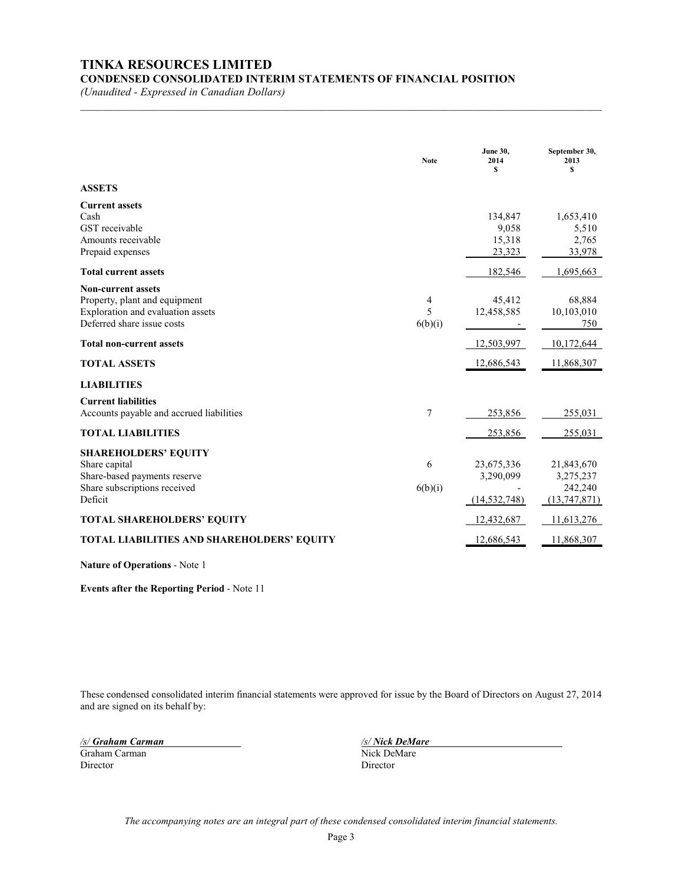# TINKA RESOURCES LIMITED

## CONDENSED CONSOLIDATED INTERIM STATEMENTS OF FINANCIAL POSITION

*(Unaudited - Expressed in Canadian Dollars)*

| | Note | June 30, 2014 $ | September 30, 2013 $ |
|---|---|---|---|
| **ASSETS** | | | |
| **Current assets** | | | |
| Cash | | 134,847 | 1,653,410 |
| GST receivable | | 9,058 | 5,510 |
| Amounts receivable | | 15,318 | 2,765 |
| Prepaid expenses | | 23,323 | 33,978 |
| **Total current assets** | | 182,546 | 1,695,663 |
| **Non-current assets** | | | |
| Property, plant and equipment | 4 | 45,412 | 68,884 |
| Exploration and evaluation assets | 5 | 12,458,585 | 10,103,010 |
| Deferred share issue costs | 6(b)(i) | - | 750 |
| **Total non-current assets** | | 12,503,997 | 10,172,644 |
| **TOTAL ASSETS** | | 12,686,543 | 11,868,307 |
| **LIABILITIES** | | | |
| **Current liabilities** | | | |
| Accounts payable and accrued liabilities | 7 | 253,856 | 255,031 |
| **TOTAL LIABILITIES** | | 253,856 | 255,031 |
| **SHAREHOLDERS' EQUITY** | | | |
| Share capital | 6 | 23,675,336 | 21,843,670 |
| Share-based payments reserve | | 3,290,099 | 3,275,237 |
| Share subscriptions received | 6(b)(i) | - | 242,240 |
| Deficit | | (14,532,748) | (13,747,871) |
| **TOTAL SHAREHOLDERS' EQUITY** | | 12,432,687 | 11,613,276 |
| **TOTAL LIABILITIES AND SHAREHOLDERS' EQUITY** | | 12,686,543 | 11,868,307 |

**Nature of Operations** - Note 1

**Events after the Reporting Period** - Note 11

These condensed consolidated interim financial statements were approved for issue by the Board of Directors on August 27, 2014 and are signed on its behalf by:

| | |
|---|---|
| */s/ Graham Carman* | */s/ Nick DeMare* |
| Graham Carman | Nick DeMare |
| Director | Director |

*The accompanying notes are an integral part of these condensed consolidated interim financial statements.*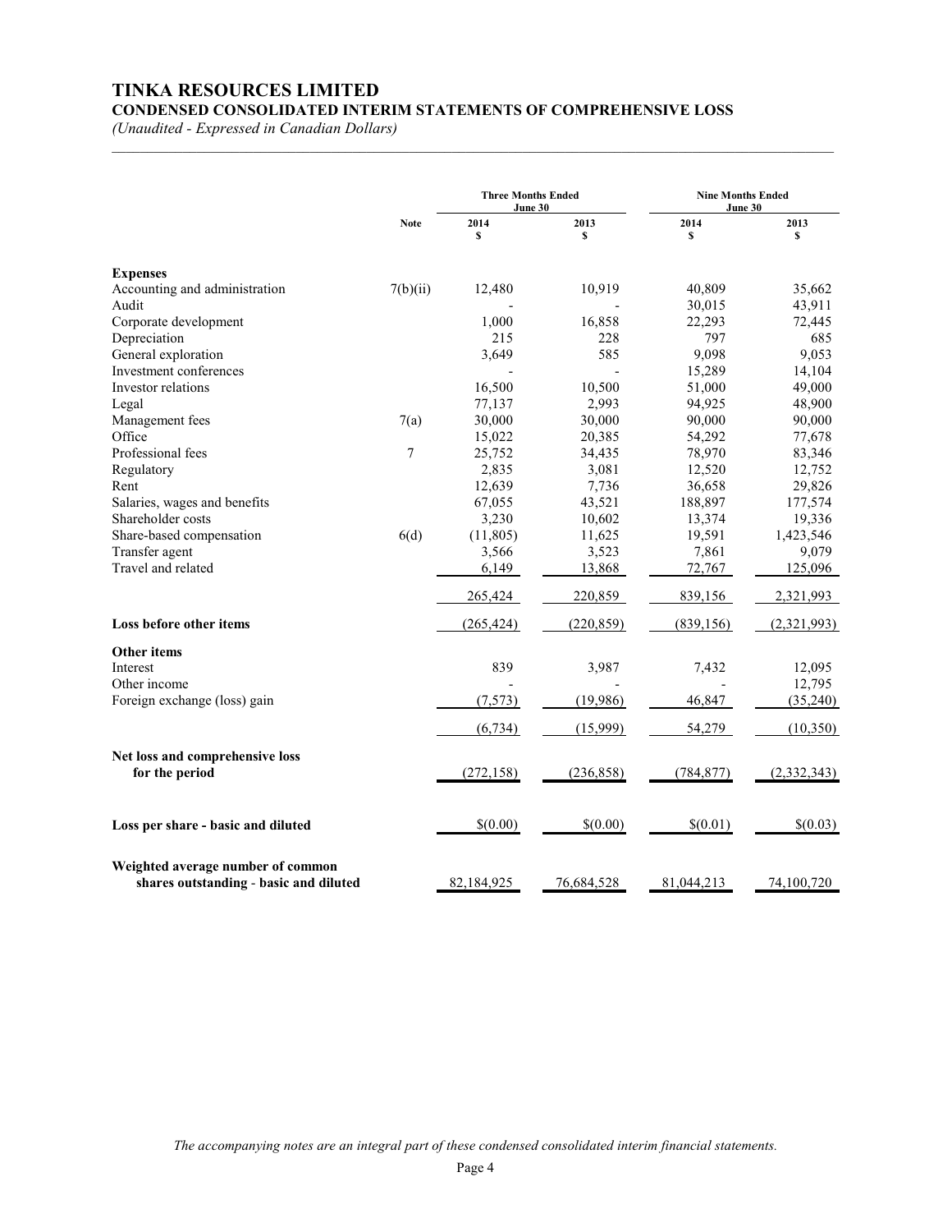# TINKA RESOURCES LIMITED

## CONDENSED CONSOLIDATED INTERIM STATEMENTS OF COMPREHENSIVE LOSS

*(Unaudited - Expressed in Canadian Dollars)*

| | Note | Three Months Ended June 30 | | Nine Months Ended June 30 | |
|---|---|---|---|---|---|
| | | 2014 $ | 2013 $ | 2014 $ | 2013 $ |
| **Expenses** | | | | | |
| Accounting and administration | 7(b)(ii) | 12,480 | 10,919 | 40,809 | 35,662 |
| Audit | | - | - | 30,015 | 43,911 |
| Corporate development | | 1,000 | 16,858 | 22,293 | 72,445 |
| Depreciation | | 215 | 228 | 797 | 685 |
| General exploration | | 3,649 | 585 | 9,098 | 9,053 |
| Investment conferences | | - | - | 15,289 | 14,104 |
| Investor relations | | 16,500 | 10,500 | 51,000 | 49,000 |
| Legal | | 77,137 | 2,993 | 94,925 | 48,900 |
| Management fees | 7(a) | 30,000 | 30,000 | 90,000 | 90,000 |
| Office | | 15,022 | 20,385 | 54,292 | 77,678 |
| Professional fees | 7 | 25,752 | 34,435 | 78,970 | 83,346 |
| Regulatory | | 2,835 | 3,081 | 12,520 | 12,752 |
| Rent | | 12,639 | 7,736 | 36,658 | 29,826 |
| Salaries, wages and benefits | | 67,055 | 43,521 | 188,897 | 177,574 |
| Shareholder costs | | 3,230 | 10,602 | 13,374 | 19,336 |
| Share-based compensation | 6(d) | (11,805) | 11,625 | 19,591 | 1,423,546 |
| Transfer agent | | 3,566 | 3,523 | 7,861 | 9,079 |
| Travel and related | | 6,149 | 13,868 | 72,767 | 125,096 |
| | | 265,424 | 220,859 | 839,156 | 2,321,993 |
| **Loss before other items** | | (265,424) | (220,859) | (839,156) | (2,321,993) |
| **Other items** | | | | | |
| Interest | | 839 | 3,987 | 7,432 | 12,095 |
| Other income | | - | - | - | 12,795 |
| Foreign exchange (loss) gain | | (7,573) | (19,986) | 46,847 | (35,240) |
| | | (6,734) | (15,999) | 54,279 | (10,350) |
| **Net loss and comprehensive loss for the period** | | (272,158) | (236,858) | (784,877) | (2,332,343) |
| **Loss per share - basic and diluted** | | $(0.00) | $(0.00) | $(0.01) | $(0.03) |
| **Weighted average number of common shares outstanding - basic and diluted** | | 82,184,925 | 76,684,528 | 81,044,213 | 74,100,720 |

*The accompanying notes are an integral part of these condensed consolidated interim financial statements.*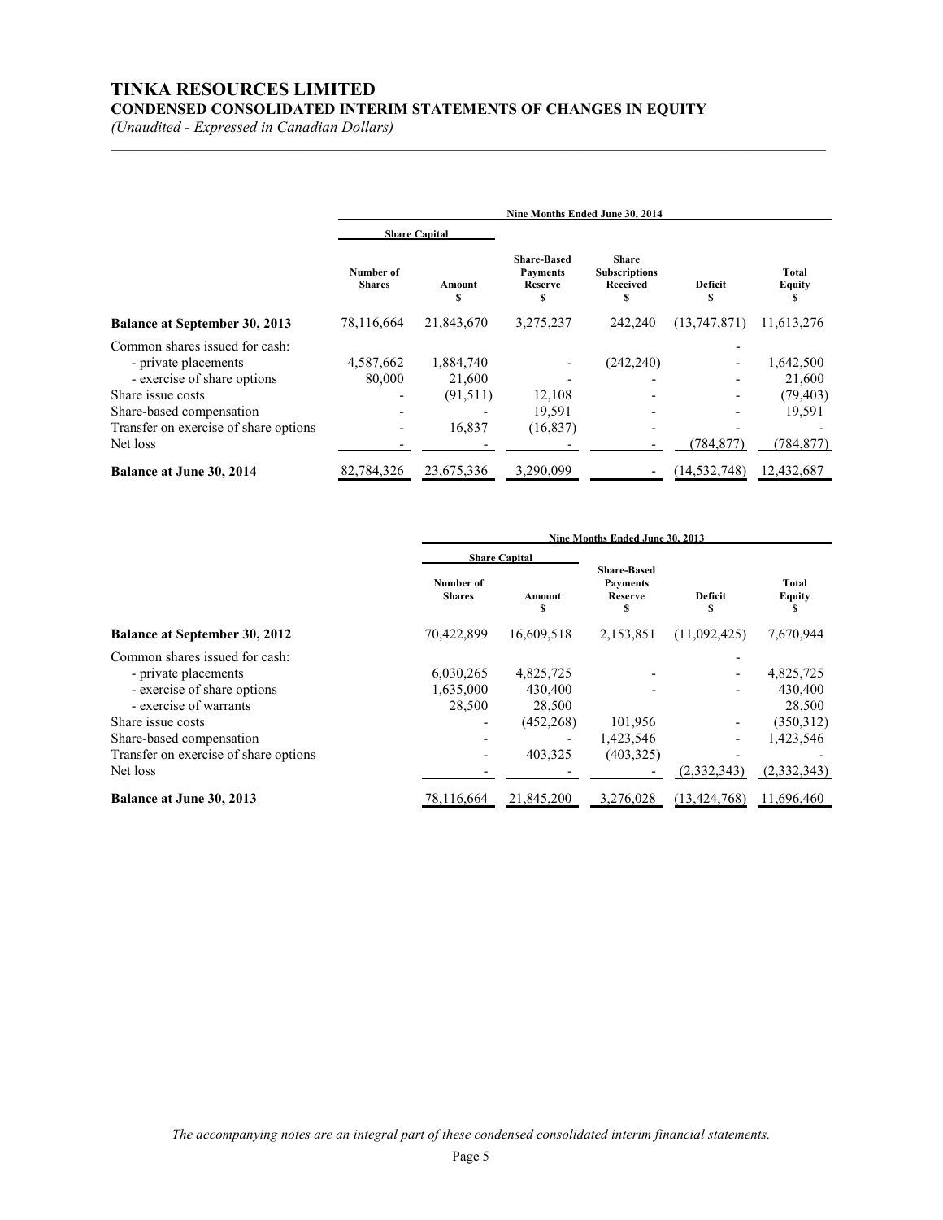# TINKA RESOURCES LIMITED

## CONDENSED CONSOLIDATED INTERIM STATEMENTS OF CHANGES IN EQUITY

*(Unaudited - Expressed in Canadian Dollars)*

| | Nine Months Ended June 30, 2014 | | | | | |
|---|---|---|---|---|---|---|
| | Share Capital | | | | | |
| | Number of Shares | Amount $ | Share-Based Payments Reserve $ | Share Subscriptions Received $ | Deficit $ | Total Equity $ |
| **Balance at September 30, 2013** | 78,116,664 | 21,843,670 | 3,275,237 | 242,240 | (13,747,871) | 11,613,276 |
| Common shares issued for cash: | | | | | - | |
| - private placements | 4,587,662 | 1,884,740 | - | (242,240) | - | 1,642,500 |
| - exercise of share options | 80,000 | 21,600 | - | - | - | 21,600 |
| Share issue costs | - | (91,511) | 12,108 | - | - | (79,403) |
| Share-based compensation | - | - | 19,591 | - | - | 19,591 |
| Transfer on exercise of share options | - | 16,837 | (16,837) | - | - | - |
| Net loss | - | - | - | - | (784,877) | (784,877) |
| **Balance at June 30, 2014** | 82,784,326 | 23,675,336 | 3,290,099 | - | (14,532,748) | 12,432,687 |

| | Nine Months Ended June 30, 2013 | | | | |
|---|---|---|---|---|---|
| | Share Capital | | | | |
| | Number of Shares | Amount $ | Share-Based Payments Reserve $ | Deficit $ | Total Equity $ |
| **Balance at September 30, 2012** | 70,422,899 | 16,609,518 | 2,153,851 | (11,092,425) | 7,670,944 |
| Common shares issued for cash: | | | | - | |
| - private placements | 6,030,265 | 4,825,725 | - | - | 4,825,725 |
| - exercise of share options | 1,635,000 | 430,400 | - | - | 430,400 |
| - exercise of warrants | 28,500 | 28,500 | | | 28,500 |
| Share issue costs | - | (452,268) | 101,956 | - | (350,312) |
| Share-based compensation | - | - | 1,423,546 | - | 1,423,546 |
| Transfer on exercise of share options | - | 403,325 | (403,325) | - | - |
| Net loss | - | - | - | (2,332,343) | (2,332,343) |
| **Balance at June 30, 2013** | 78,116,664 | 21,845,200 | 3,276,028 | (13,424,768) | 11,696,460 |

*The accompanying notes are an integral part of these condensed consolidated interim financial statements.*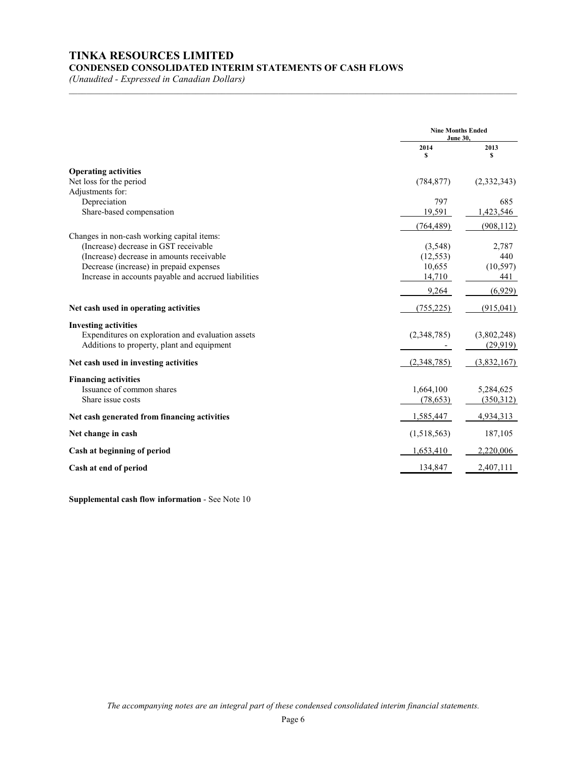# TINKA RESOURCES LIMITED

## CONDENSED CONSOLIDATED INTERIM STATEMENTS OF CASH FLOWS

*(Unaudited - Expressed in Canadian Dollars)*

| | Nine Months Ended June 30, | |
|---|---|---|
| | 2014 $ | 2013 $ |
| **Operating activities** | | |
| Net loss for the period | (784,877) | (2,332,343) |
| Adjustments for: | | |
| Depreciation | 797 | 685 |
| Share-based compensation | 19,591 | 1,423,546 |
| | (764,489) | (908,112) |
| Changes in non-cash working capital items: | | |
| (Increase) decrease in GST receivable | (3,548) | 2,787 |
| (Increase) decrease in amounts receivable | (12,553) | 440 |
| Decrease (increase) in prepaid expenses | 10,655 | (10,597) |
| Increase in accounts payable and accrued liabilities | 14,710 | 441 |
| | 9,264 | (6,929) |
| **Net cash used in operating activities** | (755,225) | (915,041) |
| **Investing activities** | | |
| Expenditures on exploration and evaluation assets | (2,348,785) | (3,802,248) |
| Additions to property, plant and equipment | - | (29,919) |
| **Net cash used in investing activities** | (2,348,785) | (3,832,167) |
| **Financing activities** | | |
| Issuance of common shares | 1,664,100 | 5,284,625 |
| Share issue costs | (78,653) | (350,312) |
| **Net cash generated from financing activities** | 1,585,447 | 4,934,313 |
| **Net change in cash** | (1,518,563) | 187,105 |
| **Cash at beginning of period** | 1,653,410 | 2,220,006 |
| **Cash at end of period** | 134,847 | 2,407,111 |

**Supplemental cash flow information** - See Note 10

*The accompanying notes are an integral part of these condensed consolidated interim financial statements.*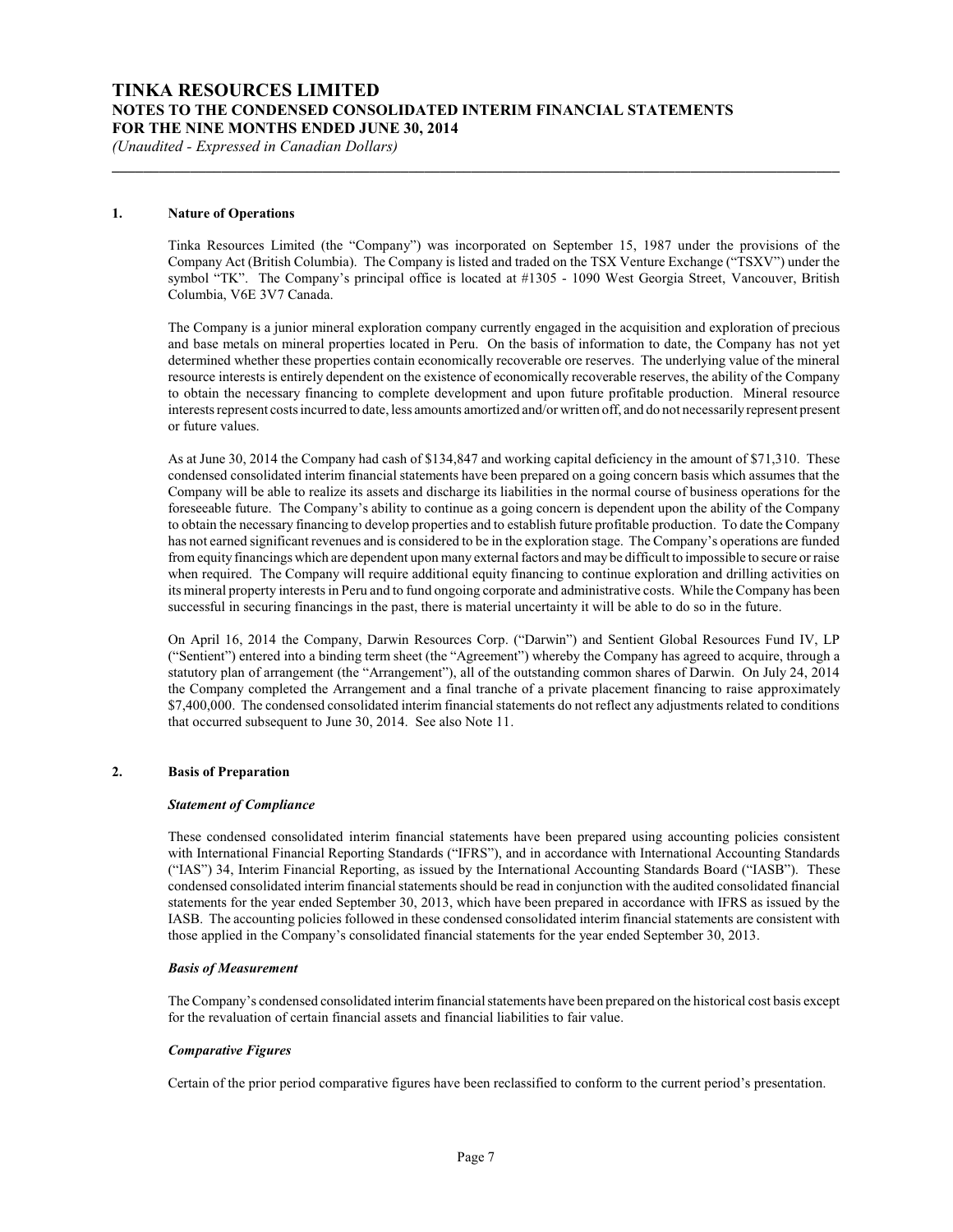## 1. Nature of Operations

Tinka Resources Limited (the "Company") was incorporated on September 15, 1987 under the provisions of the Company Act (British Columbia). The Company is listed and traded on the TSX Venture Exchange ("TSXV") under the symbol "TK". The Company's principal office is located at #1305 - 1090 West Georgia Street, Vancouver, British Columbia, V6E 3V7 Canada.

The Company is a junior mineral exploration company currently engaged in the acquisition and exploration of precious and base metals on mineral properties located in Peru. On the basis of information to date, the Company has not yet determined whether these properties contain economically recoverable ore reserves. The underlying value of the mineral resource interests is entirely dependent on the existence of economically recoverable reserves, the ability of the Company to obtain the necessary financing to complete development and upon future profitable production. Mineral resource interests represent costs incurred to date, less amounts amortized and/or written off, and do not necessarily represent present or future values.

As at June 30, 2014 the Company had cash of $134,847 and working capital deficiency in the amount of $71,310. These condensed consolidated interim financial statements have been prepared on a going concern basis which assumes that the Company will be able to realize its assets and discharge its liabilities in the normal course of business operations for the foreseeable future. The Company's ability to continue as a going concern is dependent upon the ability of the Company to obtain the necessary financing to develop properties and to establish future profitable production. To date the Company has not earned significant revenues and is considered to be in the exploration stage. The Company's operations are funded from equity financings which are dependent upon many external factors and may be difficult to impossible to secure or raise when required. The Company will require additional equity financing to continue exploration and drilling activities on its mineral property interests in Peru and to fund ongoing corporate and administrative costs. While the Company has been successful in securing financings in the past, there is material uncertainty it will be able to do so in the future.

On April 16, 2014 the Company, Darwin Resources Corp. ("Darwin") and Sentient Global Resources Fund IV, LP ("Sentient") entered into a binding term sheet (the "Agreement") whereby the Company has agreed to acquire, through a statutory plan of arrangement (the "Arrangement"), all of the outstanding common shares of Darwin. On July 24, 2014 the Company completed the Arrangement and a final tranche of a private placement financing to raise approximately $7,400,000. The condensed consolidated interim financial statements do not reflect any adjustments related to conditions that occurred subsequent to June 30, 2014. See also Note 11.

## 2. Basis of Preparation

### *Statement of Compliance*

These condensed consolidated interim financial statements have been prepared using accounting policies consistent with International Financial Reporting Standards ("IFRS"), and in accordance with International Accounting Standards ("IAS") 34, Interim Financial Reporting, as issued by the International Accounting Standards Board ("IASB"). These condensed consolidated interim financial statements should be read in conjunction with the audited consolidated financial statements for the year ended September 30, 2013, which have been prepared in accordance with IFRS as issued by the IASB. The accounting policies followed in these condensed consolidated interim financial statements are consistent with those applied in the Company's consolidated financial statements for the year ended September 30, 2013.

### *Basis of Measurement*

The Company's condensed consolidated interim financial statements have been prepared on the historical cost basis except for the revaluation of certain financial assets and financial liabilities to fair value.

### *Comparative Figures*

Certain of the prior period comparative figures have been reclassified to conform to the current period's presentation.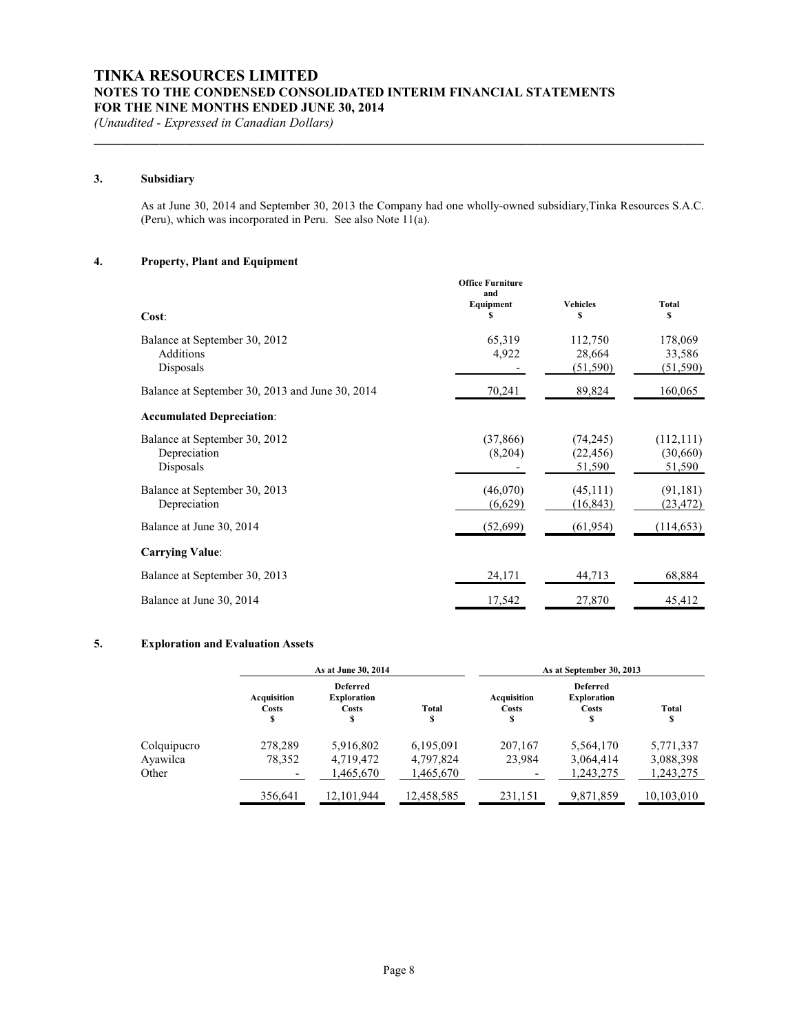### 3. Subsidiary

As at June 30, 2014 and September 30, 2013 the Company had one wholly-owned subsidiary,Tinka Resources S.A.C. (Peru), which was incorporated in Peru. See also Note 11(a).

### 4. Property, Plant and Equipment

| Cost: | Office Furniture and Equipment $ | Vehicles $ | Total $ |
|---|---|---|---|
| Balance at September 30, 2012 | 65,319 | 112,750 | 178,069 |
| Additions | 4,922 | 28,664 | 33,586 |
| Disposals | - | (51,590) | (51,590) |
| Balance at September 30, 2013 and June 30, 2014 | 70,241 | 89,824 | 160,065 |
| **Accumulated Depreciation**: | | | |
| Balance at September 30, 2012 | (37,866) | (74,245) | (112,111) |
| Depreciation | (8,204) | (22,456) | (30,660) |
| Disposals | - | 51,590 | 51,590 |
| Balance at September 30, 2013 | (46,070) | (45,111) | (91,181) |
| Depreciation | (6,629) | (16,843) | (23,472) |
| Balance at June 30, 2014 | (52,699) | (61,954) | (114,653) |
| **Carrying Value**: | | | |
| Balance at September 30, 2013 | 24,171 | 44,713 | 68,884 |
| Balance at June 30, 2014 | 17,542 | 27,870 | 45,412 |

### 5. Exploration and Evaluation Assets

| | As at June 30, 2014 | | | As at September 30, 2013 | | |
|---|---|---|---|---|---|---|
| | Acquisition Costs $ | Deferred Exploration Costs $ | Total $ | Acquisition Costs $ | Deferred Exploration Costs $ | Total $ |
| Colquipucro | 278,289 | 5,916,802 | 6,195,091 | 207,167 | 5,564,170 | 5,771,337 |
| Ayawilca | 78,352 | 4,719,472 | 4,797,824 | 23,984 | 3,064,414 | 3,088,398 |
| Other | - | 1,465,670 | 1,465,670 | - | 1,243,275 | 1,243,275 |
| | 356,641 | 12,101,944 | 12,458,585 | 231,151 | 9,871,859 | 10,103,010 |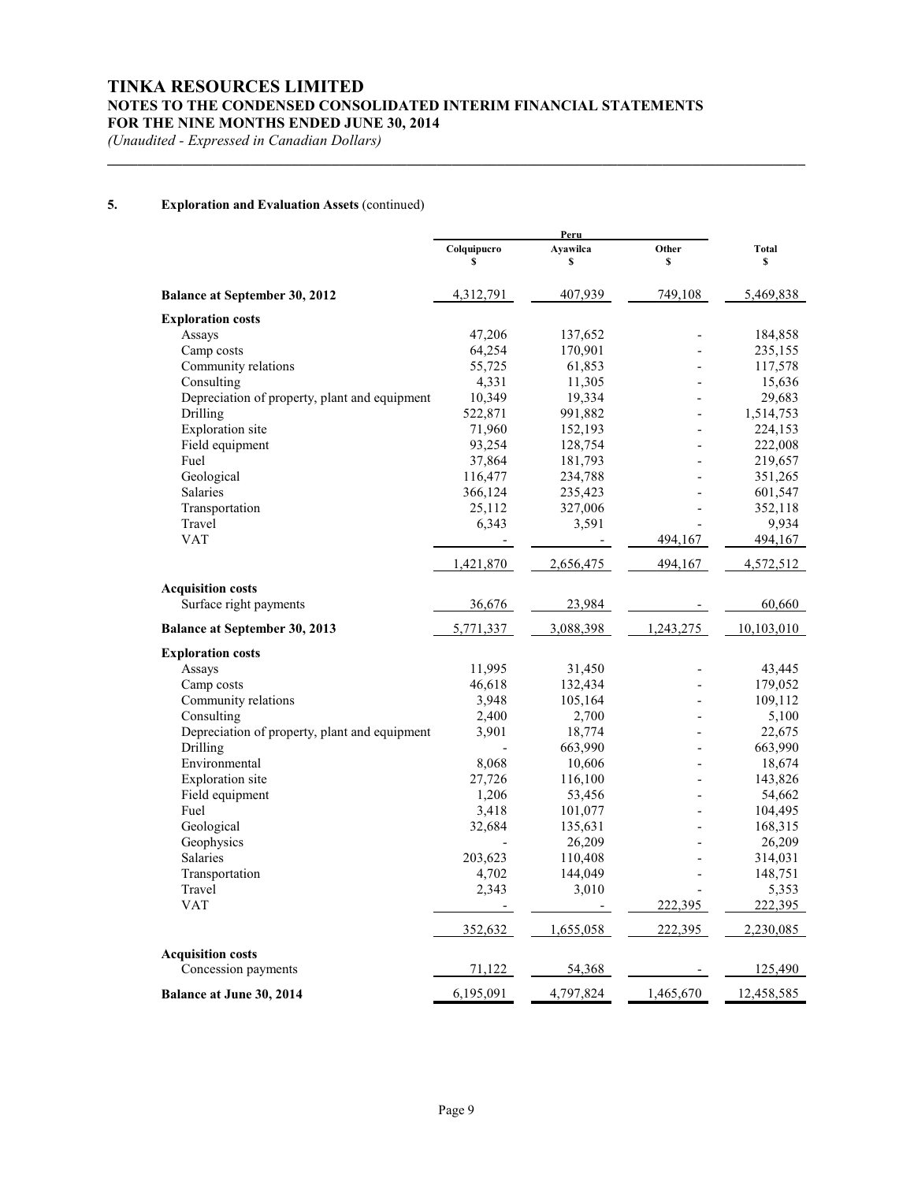## 5. Exploration and Evaluation Assets (continued)

| | Peru | | | |
|---|---|---|---|---|
| | Colquipucro<br>$ | Ayawilca<br>$ | Other<br>$ | Total<br>$ |
| **Balance at September 30, 2012** | 4,312,791 | 407,939 | 749,108 | 5,469,838 |
| **Exploration costs** | | | | |
| Assays | 47,206 | 137,652 | - | 184,858 |
| Camp costs | 64,254 | 170,901 | - | 235,155 |
| Community relations | 55,725 | 61,853 | - | 117,578 |
| Consulting | 4,331 | 11,305 | - | 15,636 |
| Depreciation of property, plant and equipment | 10,349 | 19,334 | - | 29,683 |
| Drilling | 522,871 | 991,882 | - | 1,514,753 |
| Exploration site | 71,960 | 152,193 | - | 224,153 |
| Field equipment | 93,254 | 128,754 | - | 222,008 |
| Fuel | 37,864 | 181,793 | - | 219,657 |
| Geological | 116,477 | 234,788 | - | 351,265 |
| Salaries | 366,124 | 235,423 | - | 601,547 |
| Transportation | 25,112 | 327,006 | - | 352,118 |
| Travel | 6,343 | 3,591 | - | 9,934 |
| VAT | - | - | 494,167 | 494,167 |
| | 1,421,870 | 2,656,475 | 494,167 | 4,572,512 |
| **Acquisition costs** | | | | |
| Surface right payments | 36,676 | 23,984 | - | 60,660 |
| **Balance at September 30, 2013** | 5,771,337 | 3,088,398 | 1,243,275 | 10,103,010 |
| **Exploration costs** | | | | |
| Assays | 11,995 | 31,450 | - | 43,445 |
| Camp costs | 46,618 | 132,434 | - | 179,052 |
| Community relations | 3,948 | 105,164 | - | 109,112 |
| Consulting | 2,400 | 2,700 | - | 5,100 |
| Depreciation of property, plant and equipment | 3,901 | 18,774 | - | 22,675 |
| Drilling | - | 663,990 | - | 663,990 |
| Environmental | 8,068 | 10,606 | - | 18,674 |
| Exploration site | 27,726 | 116,100 | - | 143,826 |
| Field equipment | 1,206 | 53,456 | - | 54,662 |
| Fuel | 3,418 | 101,077 | - | 104,495 |
| Geological | 32,684 | 135,631 | - | 168,315 |
| Geophysics | - | 26,209 | - | 26,209 |
| Salaries | 203,623 | 110,408 | - | 314,031 |
| Transportation | 4,702 | 144,049 | - | 148,751 |
| Travel | 2,343 | 3,010 | - | 5,353 |
| VAT | - | - | 222,395 | 222,395 |
| | 352,632 | 1,655,058 | 222,395 | 2,230,085 |
| **Acquisition costs** | | | | |
| Concession payments | 71,122 | 54,368 | - | 125,490 |
| **Balance at June 30, 2014** | 6,195,091 | 4,797,824 | 1,465,670 | 12,458,585 |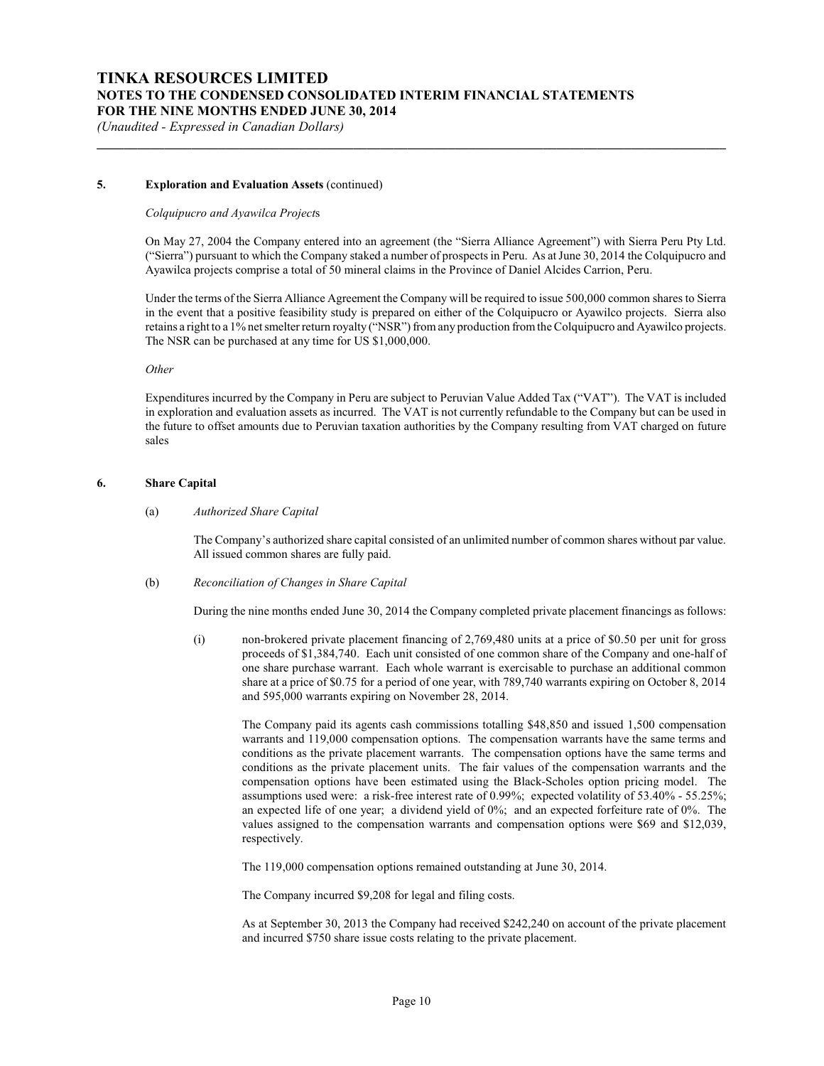## 5. Exploration and Evaluation Assets (continued)

*Colquipucro and Ayawilca Projects*

On May 27, 2004 the Company entered into an agreement (the "Sierra Alliance Agreement") with Sierra Peru Pty Ltd. ("Sierra") pursuant to which the Company staked a number of prospects in Peru. As at June 30, 2014 the Colquipucro and Ayawilca projects comprise a total of 50 mineral claims in the Province of Daniel Alcides Carrion, Peru.

Under the terms of the Sierra Alliance Agreement the Company will be required to issue 500,000 common shares to Sierra in the event that a positive feasibility study is prepared on either of the Colquipucro or Ayawilco projects. Sierra also retains a right to a 1% net smelter return royalty ("NSR") from any production from the Colquipucro and Ayawilco projects. The NSR can be purchased at any time for US $1,000,000.

*Other*

Expenditures incurred by the Company in Peru are subject to Peruvian Value Added Tax ("VAT"). The VAT is included in exploration and evaluation assets as incurred. The VAT is not currently refundable to the Company but can be used in the future to offset amounts due to Peruvian taxation authorities by the Company resulting from VAT charged on future sales

## 6. Share Capital

(a) *Authorized Share Capital*

The Company's authorized share capital consisted of an unlimited number of common shares without par value. All issued common shares are fully paid.

(b) *Reconciliation of Changes in Share Capital*

During the nine months ended June 30, 2014 the Company completed private placement financings as follows:

(i) non-brokered private placement financing of 2,769,480 units at a price of $0.50 per unit for gross proceeds of $1,384,740. Each unit consisted of one common share of the Company and one-half of one share purchase warrant. Each whole warrant is exercisable to purchase an additional common share at a price of $0.75 for a period of one year, with 789,740 warrants expiring on October 8, 2014 and 595,000 warrants expiring on November 28, 2014.

The Company paid its agents cash commissions totalling $48,850 and issued 1,500 compensation warrants and 119,000 compensation options. The compensation warrants have the same terms and conditions as the private placement warrants. The compensation options have the same terms and conditions as the private placement units. The fair values of the compensation warrants and the compensation options have been estimated using the Black-Scholes option pricing model. The assumptions used were: a risk-free interest rate of 0.99%; expected volatility of 53.40% - 55.25%; an expected life of one year; a dividend yield of 0%; and an expected forfeiture rate of 0%. The values assigned to the compensation warrants and compensation options were $69 and $12,039, respectively.

The 119,000 compensation options remained outstanding at June 30, 2014.

The Company incurred $9,208 for legal and filing costs.

As at September 30, 2013 the Company had received $242,240 on account of the private placement and incurred $750 share issue costs relating to the private placement.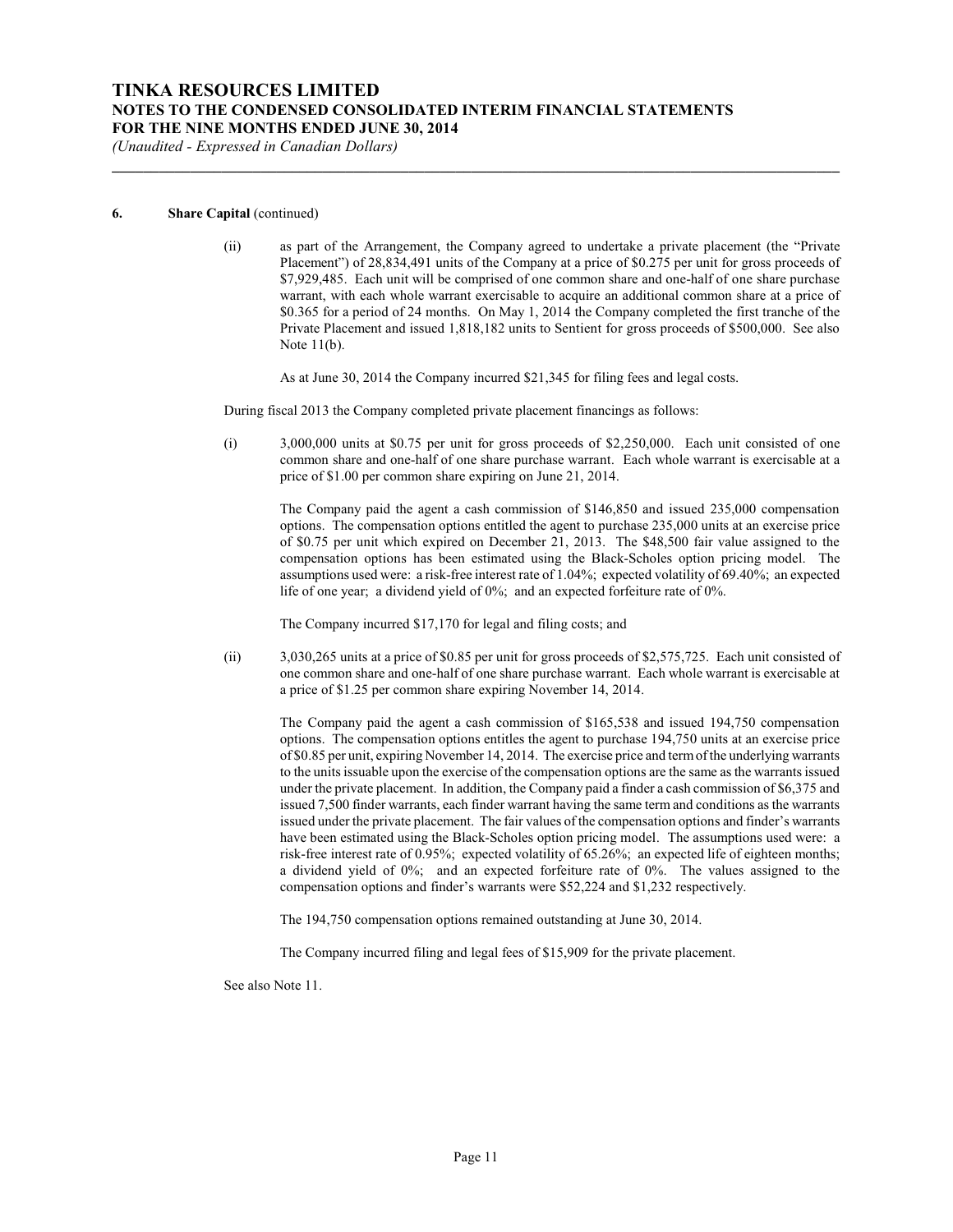**6. Share Capital** (continued)

(ii) as part of the Arrangement, the Company agreed to undertake a private placement (the "Private Placement") of 28,834,491 units of the Company at a price of $0.275 per unit for gross proceeds of $7,929,485. Each unit will be comprised of one common share and one-half of one share purchase warrant, with each whole warrant exercisable to acquire an additional common share at a price of $0.365 for a period of 24 months. On May 1, 2014 the Company completed the first tranche of the Private Placement and issued 1,818,182 units to Sentient for gross proceeds of $500,000. See also Note 11(b).

As at June 30, 2014 the Company incurred $21,345 for filing fees and legal costs.

During fiscal 2013 the Company completed private placement financings as follows:

(i) 3,000,000 units at $0.75 per unit for gross proceeds of $2,250,000. Each unit consisted of one common share and one-half of one share purchase warrant. Each whole warrant is exercisable at a price of $1.00 per common share expiring on June 21, 2014.

The Company paid the agent a cash commission of $146,850 and issued 235,000 compensation options. The compensation options entitled the agent to purchase 235,000 units at an exercise price of $0.75 per unit which expired on December 21, 2013. The $48,500 fair value assigned to the compensation options has been estimated using the Black-Scholes option pricing model. The assumptions used were: a risk-free interest rate of 1.04%; expected volatility of 69.40%; an expected life of one year; a dividend yield of 0%; and an expected forfeiture rate of 0%.

The Company incurred $17,170 for legal and filing costs; and

(ii) 3,030,265 units at a price of $0.85 per unit for gross proceeds of $2,575,725. Each unit consisted of one common share and one-half of one share purchase warrant. Each whole warrant is exercisable at a price of $1.25 per common share expiring November 14, 2014.

The Company paid the agent a cash commission of $165,538 and issued 194,750 compensation options. The compensation options entitles the agent to purchase 194,750 units at an exercise price of $0.85 per unit, expiring November 14, 2014. The exercise price and term of the underlying warrants to the units issuable upon the exercise of the compensation options are the same as the warrants issued under the private placement. In addition, the Company paid a finder a cash commission of $6,375 and issued 7,500 finder warrants, each finder warrant having the same term and conditions as the warrants issued under the private placement. The fair values of the compensation options and finder's warrants have been estimated using the Black-Scholes option pricing model. The assumptions used were: a risk-free interest rate of 0.95%; expected volatility of 65.26%; an expected life of eighteen months; a dividend yield of 0%; and an expected forfeiture rate of 0%. The values assigned to the compensation options and finder's warrants were $52,224 and $1,232 respectively.

The 194,750 compensation options remained outstanding at June 30, 2014.

The Company incurred filing and legal fees of $15,909 for the private placement.

See also Note 11.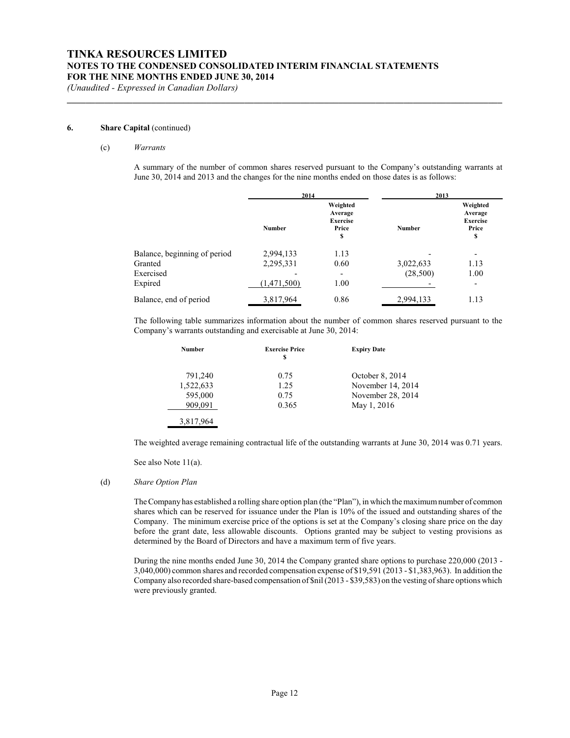### 6. Share Capital (continued)

#### (c) *Warrants*

A summary of the number of common shares reserved pursuant to the Company's outstanding warrants at June 30, 2014 and 2013 and the changes for the nine months ended on those dates is as follows:

| | 2014 | | 2013 | |
|---|---|---|---|---|
| | Number | Weighted Average Exercise Price $ | Number | Weighted Average Exercise Price $ |
| Balance, beginning of period | 2,994,133 | 1.13 | - | - |
| Granted | 2,295,331 | 0.60 | 3,022,633 | 1.13 |
| Exercised | - | - | (28,500) | 1.00 |
| Expired | (1,471,500) | 1.00 | - | - |
| Balance, end of period | 3,817,964 | 0.86 | 2,994,133 | 1.13 |

The following table summarizes information about the number of common shares reserved pursuant to the Company's warrants outstanding and exercisable at June 30, 2014:

| Number | Exercise Price $ | Expiry Date |
|---|---|---|
| 791,240 | 0.75 | October 8, 2014 |
| 1,522,633 | 1.25 | November 14, 2014 |
| 595,000 | 0.75 | November 28, 2014 |
| 909,091 | 0.365 | May 1, 2016 |
| 3,817,964 | | |

The weighted average remaining contractual life of the outstanding warrants at June 30, 2014 was 0.71 years.

See also Note 11(a).

#### (d) *Share Option Plan*

The Company has established a rolling share option plan (the "Plan"), in which the maximum number of common shares which can be reserved for issuance under the Plan is 10% of the issued and outstanding shares of the Company. The minimum exercise price of the options is set at the Company's closing share price on the day before the grant date, less allowable discounts. Options granted may be subject to vesting provisions as determined by the Board of Directors and have a maximum term of five years.

During the nine months ended June 30, 2014 the Company granted share options to purchase 220,000 (2013 - 3,040,000) common shares and recorded compensation expense of $19,591 (2013 - $1,383,963). In addition the Company also recorded share-based compensation of $nil (2013 - $39,583) on the vesting of share options which were previously granted.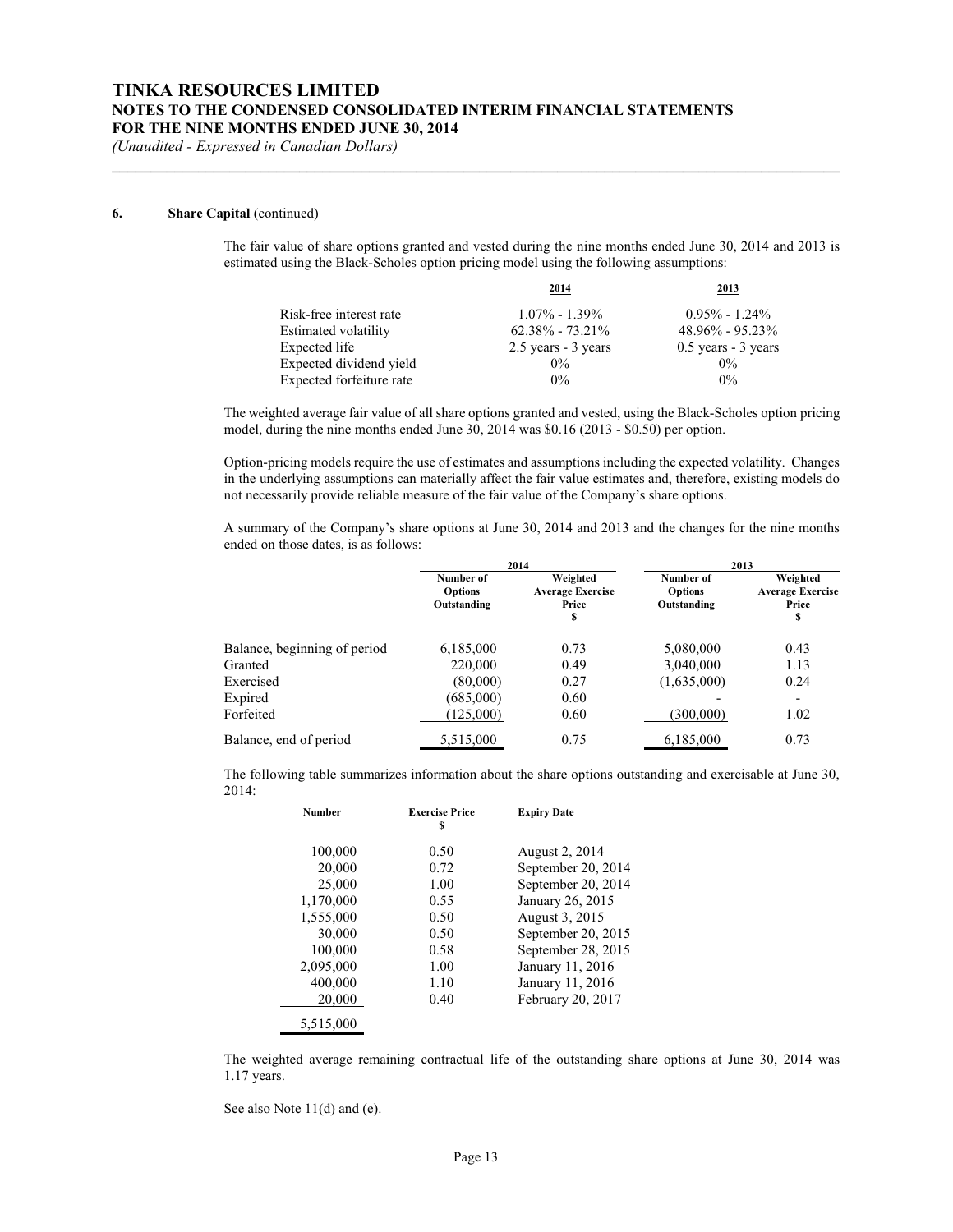**6. Share Capital** (continued)

The fair value of share options granted and vested during the nine months ended June 30, 2014 and 2013 is estimated using the Black-Scholes option pricing model using the following assumptions:

| | 2014 | 2013 |
|---|---|---|
| Risk-free interest rate | 1.07% - 1.39% | 0.95% - 1.24% |
| Estimated volatility | 62.38% - 73.21% | 48.96% - 95.23% |
| Expected life | 2.5 years - 3 years | 0.5 years - 3 years |
| Expected dividend yield | 0% | 0% |
| Expected forfeiture rate | 0% | 0% |

The weighted average fair value of all share options granted and vested, using the Black-Scholes option pricing model, during the nine months ended June 30, 2014 was $0.16 (2013 - $0.50) per option.

Option-pricing models require the use of estimates and assumptions including the expected volatility. Changes in the underlying assumptions can materially affect the fair value estimates and, therefore, existing models do not necessarily provide reliable measure of the fair value of the Company's share options.

A summary of the Company's share options at June 30, 2014 and 2013 and the changes for the nine months ended on those dates, is as follows:

| | 2014 | | 2013 | |
|---|---|---|---|---|
| | Number of Options Outstanding | Weighted Average Exercise Price $ | Number of Options Outstanding | Weighted Average Exercise Price $ |
| Balance, beginning of period | 6,185,000 | 0.73 | 5,080,000 | 0.43 |
| Granted | 220,000 | 0.49 | 3,040,000 | 1.13 |
| Exercised | (80,000) | 0.27 | (1,635,000) | 0.24 |
| Expired | (685,000) | 0.60 | - | - |
| Forfeited | (125,000) | 0.60 | (300,000) | 1.02 |
| Balance, end of period | 5,515,000 | 0.75 | 6,185,000 | 0.73 |

The following table summarizes information about the share options outstanding and exercisable at June 30, 2014:

| Number | Exercise Price $ | Expiry Date |
|---|---|---|
| 100,000 | 0.50 | August 2, 2014 |
| 20,000 | 0.72 | September 20, 2014 |
| 25,000 | 1.00 | September 20, 2014 |
| 1,170,000 | 0.55 | January 26, 2015 |
| 1,555,000 | 0.50 | August 3, 2015 |
| 30,000 | 0.50 | September 20, 2015 |
| 100,000 | 0.58 | September 28, 2015 |
| 2,095,000 | 1.00 | January 11, 2016 |
| 400,000 | 1.10 | January 11, 2016 |
| 20,000 | 0.40 | February 20, 2017 |
| 5,515,000 | | |

The weighted average remaining contractual life of the outstanding share options at June 30, 2014 was 1.17 years.

See also Note 11(d) and (e).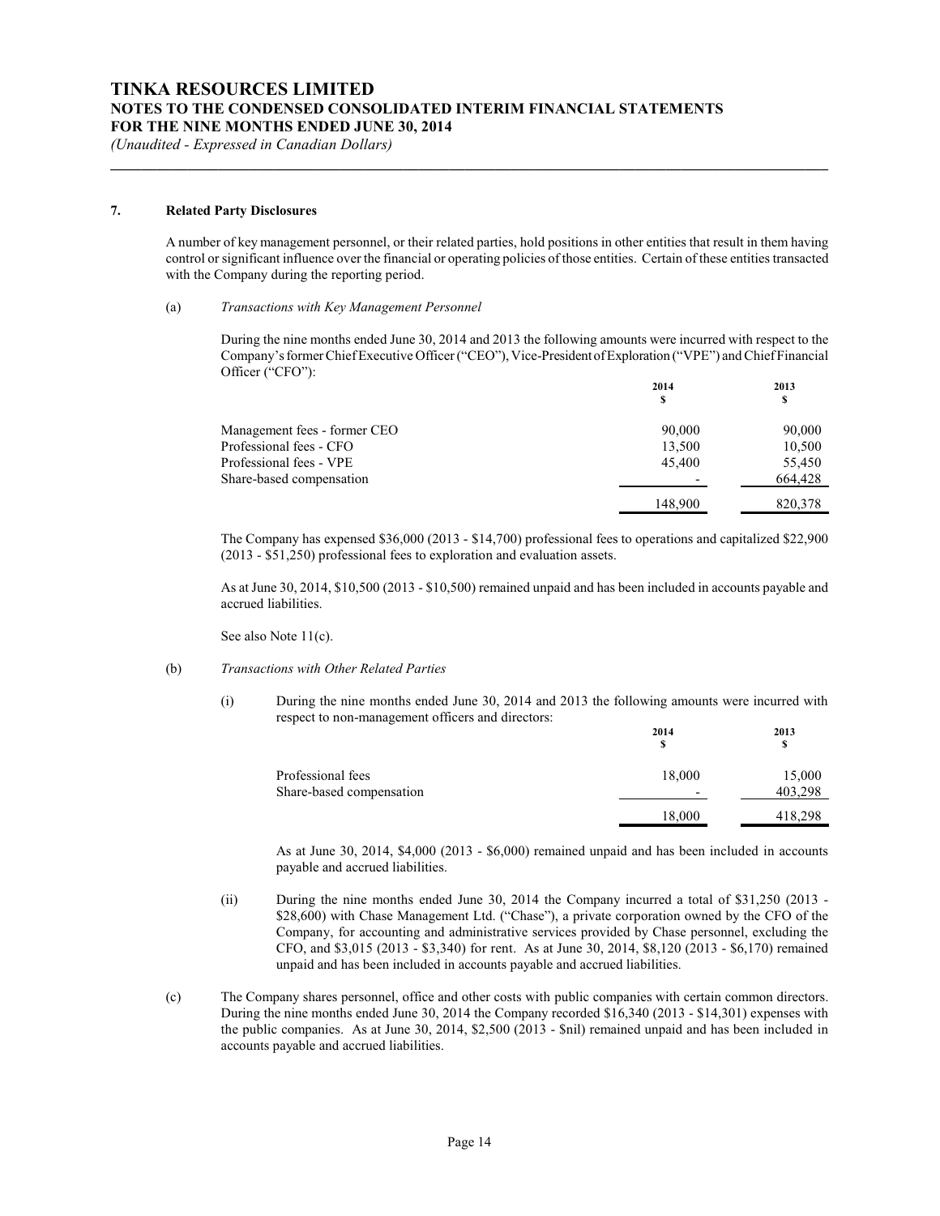## 7. Related Party Disclosures

A number of key management personnel, or their related parties, hold positions in other entities that result in them having control or significant influence over the financial or operating policies of those entities. Certain of these entities transacted with the Company during the reporting period.

### (a) *Transactions with Key Management Personnel*

During the nine months ended June 30, 2014 and 2013 the following amounts were incurred with respect to the Company's former Chief Executive Officer ("CEO"), Vice-President of Exploration ("VPE") and Chief Financial Officer ("CFO"):

| | 2014<br>$ | 2013<br>$ |
|---|---|---|
| Management fees - former CEO | 90,000 | 90,000 |
| Professional fees - CFO | 13,500 | 10,500 |
| Professional fees - VPE | 45,400 | 55,450 |
| Share-based compensation | - | 664,428 |
| | 148,900 | 820,378 |

The Company has expensed $36,000 (2013 - $14,700) professional fees to operations and capitalized $22,900 (2013 - $51,250) professional fees to exploration and evaluation assets.

As at June 30, 2014, $10,500 (2013 - $10,500) remained unpaid and has been included in accounts payable and accrued liabilities.

See also Note 11(c).

### (b) *Transactions with Other Related Parties*

(i) During the nine months ended June 30, 2014 and 2013 the following amounts were incurred with respect to non-management officers and directors:

| | 2014<br>$ | 2013<br>$ |
|---|---|---|
| Professional fees | 18,000 | 15,000 |
| Share-based compensation | - | 403,298 |
| | 18,000 | 418,298 |

As at June 30, 2014, $4,000 (2013 - $6,000) remained unpaid and has been included in accounts payable and accrued liabilities.

(ii) During the nine months ended June 30, 2014 the Company incurred a total of $31,250 (2013 - $28,600) with Chase Management Ltd. ("Chase"), a private corporation owned by the CFO of the Company, for accounting and administrative services provided by Chase personnel, excluding the CFO, and $3,015 (2013 - $3,340) for rent. As at June 30, 2014, $8,120 (2013 - $6,170) remained unpaid and has been included in accounts payable and accrued liabilities.

(c) The Company shares personnel, office and other costs with public companies with certain common directors. During the nine months ended June 30, 2014 the Company recorded $16,340 (2013 - $14,301) expenses with the public companies. As at June 30, 2014, $2,500 (2013 - $nil) remained unpaid and has been included in accounts payable and accrued liabilities.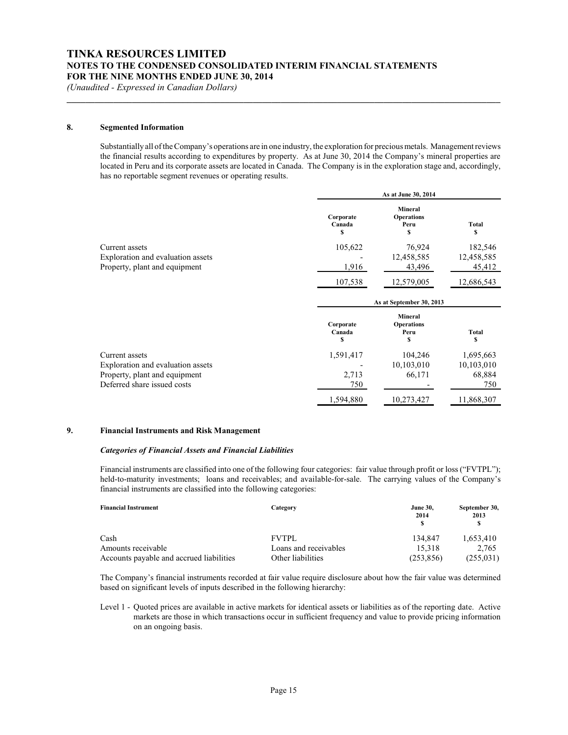# TINKA RESOURCES LIMITED
## NOTES TO THE CONDENSED CONSOLIDATED INTERIM FINANCIAL STATEMENTS
## FOR THE NINE MONTHS ENDED JUNE 30, 2014

*(Unaudited - Expressed in Canadian Dollars)*

### 8. Segmented Information

Substantially all of the Company's operations are in one industry, the exploration for precious metals. Management reviews the financial results according to expenditures by property. As at June 30, 2014 the Company's mineral properties are located in Peru and its corporate assets are located in Canada. The Company is in the exploration stage and, accordingly, has no reportable segment revenues or operating results.

| | As at June 30, 2014 | | |
|---|---|---|---|
| | Corporate Canada $ | Mineral Operations Peru $ | Total $ |
| Current assets | 105,622 | 76,924 | 182,546 |
| Exploration and evaluation assets | - | 12,458,585 | 12,458,585 |
| Property, plant and equipment | 1,916 | 43,496 | 45,412 |
| | 107,538 | 12,579,005 | 12,686,543 |

| | As at September 30, 2013 | | |
|---|---|---|---|
| | Corporate Canada $ | Mineral Operations Peru $ | Total $ |
| Current assets | 1,591,417 | 104,246 | 1,695,663 |
| Exploration and evaluation assets | - | 10,103,010 | 10,103,010 |
| Property, plant and equipment | 2,713 | 66,171 | 68,884 |
| Deferred share issued costs | 750 | - | 750 |
| | 1,594,880 | 10,273,427 | 11,868,307 |

### 9. Financial Instruments and Risk Management

***Categories of Financial Assets and Financial Liabilities***

Financial instruments are classified into one of the following four categories: fair value through profit or loss ("FVTPL"); held-to-maturity investments; loans and receivables; and available-for-sale. The carrying values of the Company's financial instruments are classified into the following categories:

| Financial Instrument | Category | June 30, 2014 $ | September 30, 2013 $ |
|---|---|---|---|
| Cash | FVTPL | 134,847 | 1,653,410 |
| Amounts receivable | Loans and receivables | 15,318 | 2,765 |
| Accounts payable and accrued liabilities | Other liabilities | (253,856) | (255,031) |

The Company's financial instruments recorded at fair value require disclosure about how the fair value was determined based on significant levels of inputs described in the following hierarchy:

Level 1 - Quoted prices are available in active markets for identical assets or liabilities as of the reporting date. Active markets are those in which transactions occur in sufficient frequency and value to provide pricing information on an ongoing basis.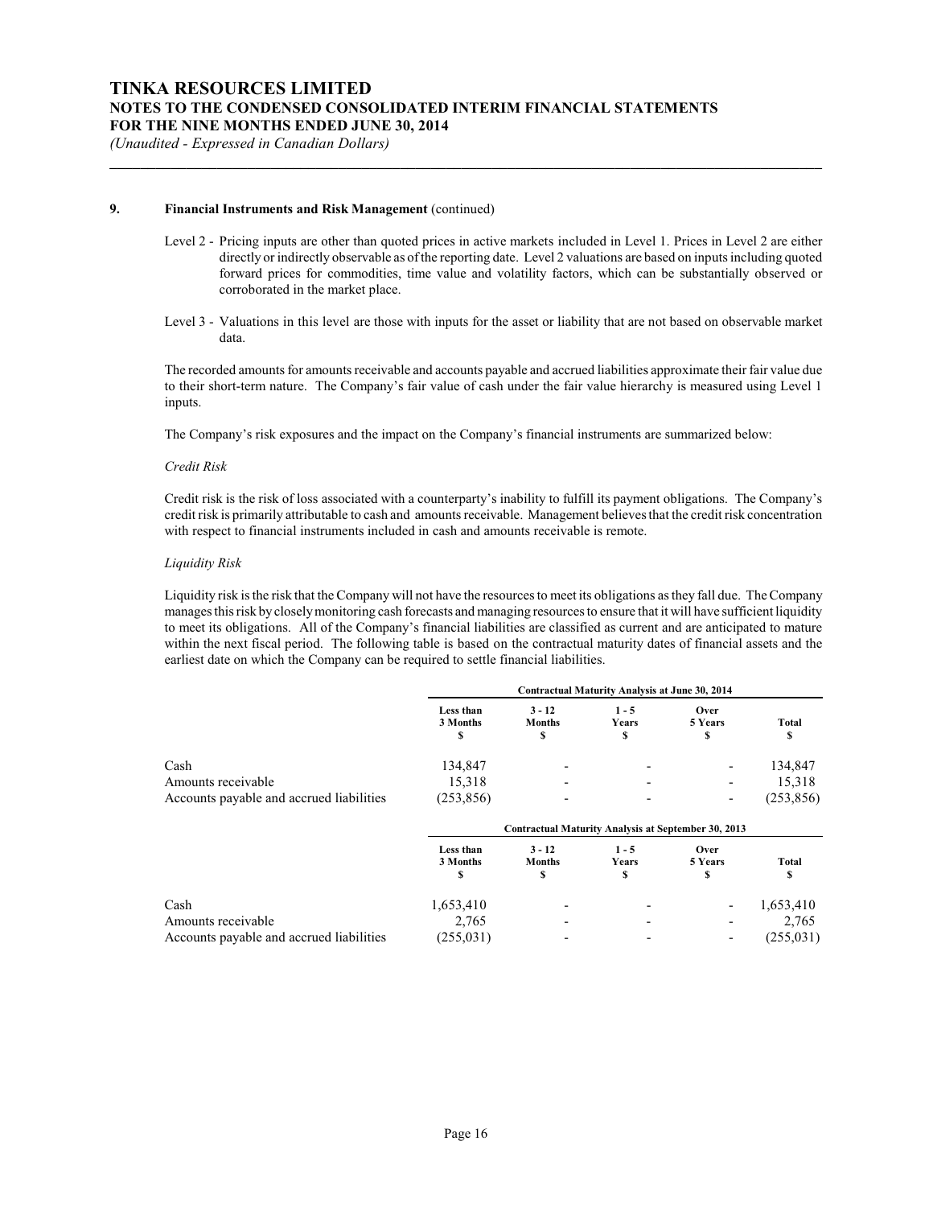### 9. Financial Instruments and Risk Management (continued)

Level 2 - Pricing inputs are other than quoted prices in active markets included in Level 1. Prices in Level 2 are either directly or indirectly observable as of the reporting date. Level 2 valuations are based on inputs including quoted forward prices for commodities, time value and volatility factors, which can be substantially observed or corroborated in the market place.

Level 3 - Valuations in this level are those with inputs for the asset or liability that are not based on observable market data.

The recorded amounts for amounts receivable and accounts payable and accrued liabilities approximate their fair value due to their short-term nature. The Company's fair value of cash under the fair value hierarchy is measured using Level 1 inputs.

The Company's risk exposures and the impact on the Company's financial instruments are summarized below:

*Credit Risk*

Credit risk is the risk of loss associated with a counterparty's inability to fulfill its payment obligations. The Company's credit risk is primarily attributable to cash and amounts receivable. Management believes that the credit risk concentration with respect to financial instruments included in cash and amounts receivable is remote.

*Liquidity Risk*

Liquidity risk is the risk that the Company will not have the resources to meet its obligations as they fall due. The Company manages this risk by closely monitoring cash forecasts and managing resources to ensure that it will have sufficient liquidity to meet its obligations. All of the Company's financial liabilities are classified as current and are anticipated to mature within the next fiscal period. The following table is based on the contractual maturity dates of financial assets and the earliest date on which the Company can be required to settle financial liabilities.

| | **Contractual Maturity Analysis at June 30, 2014** | | | | |
|---|---|---|---|---|---|
| | **Less than 3 Months $** | **3 - 12 Months $** | **1 - 5 Years $** | **Over 5 Years $** | **Total $** |
| Cash | 134,847 | - | - | - | 134,847 |
| Amounts receivable | 15,318 | - | - | - | 15,318 |
| Accounts payable and accrued liabilities | (253,856) | - | - | - | (253,856) |

| | **Contractual Maturity Analysis at September 30, 2013** | | | | |
|---|---|---|---|---|---|
| | **Less than 3 Months $** | **3 - 12 Months $** | **1 - 5 Years $** | **Over 5 Years $** | **Total $** |
| Cash | 1,653,410 | - | - | - | 1,653,410 |
| Amounts receivable | 2,765 | - | - | - | 2,765 |
| Accounts payable and accrued liabilities | (255,031) | - | - | - | (255,031) |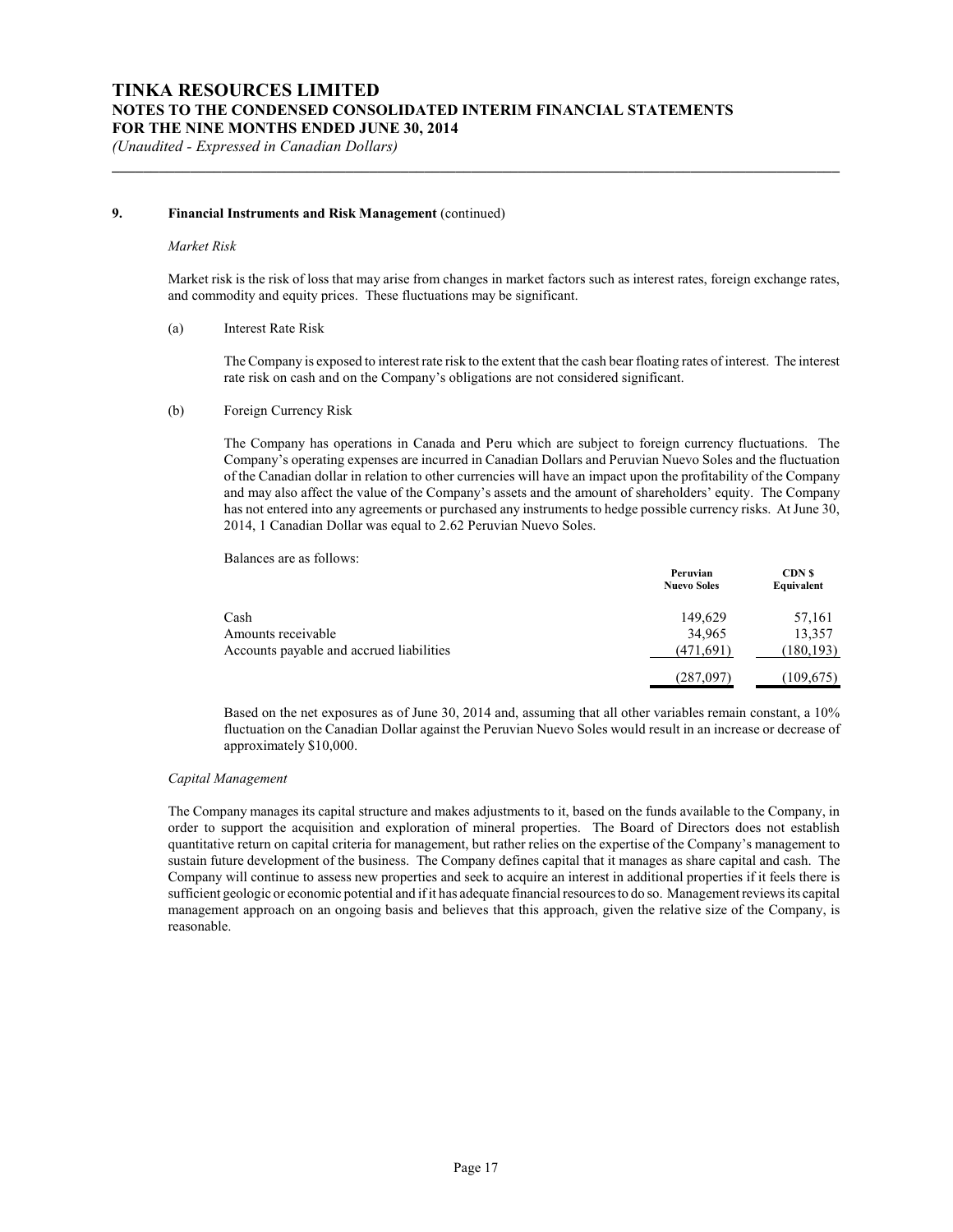**9. Financial Instruments and Risk Management** (continued)

*Market Risk*

Market risk is the risk of loss that may arise from changes in market factors such as interest rates, foreign exchange rates, and commodity and equity prices. These fluctuations may be significant.

(a) Interest Rate Risk

The Company is exposed to interest rate risk to the extent that the cash bear floating rates of interest. The interest rate risk on cash and on the Company's obligations are not considered significant.

(b) Foreign Currency Risk

The Company has operations in Canada and Peru which are subject to foreign currency fluctuations. The Company's operating expenses are incurred in Canadian Dollars and Peruvian Nuevo Soles and the fluctuation of the Canadian dollar in relation to other currencies will have an impact upon the profitability of the Company and may also affect the value of the Company's assets and the amount of shareholders' equity. The Company has not entered into any agreements or purchased any instruments to hedge possible currency risks. At June 30, 2014, 1 Canadian Dollar was equal to 2.62 Peruvian Nuevo Soles.

Balances are as follows:

| | Peruvian Nuevo Soles | CDN $ Equivalent |
|---|---|---|
| Cash | 149,629 | 57,161 |
| Amounts receivable | 34,965 | 13,357 |
| Accounts payable and accrued liabilities | (471,691) | (180,193) |
| | (287,097) | (109,675) |

Based on the net exposures as of June 30, 2014 and, assuming that all other variables remain constant, a 10% fluctuation on the Canadian Dollar against the Peruvian Nuevo Soles would result in an increase or decrease of approximately $10,000.

*Capital Management*

The Company manages its capital structure and makes adjustments to it, based on the funds available to the Company, in order to support the acquisition and exploration of mineral properties. The Board of Directors does not establish quantitative return on capital criteria for management, but rather relies on the expertise of the Company's management to sustain future development of the business. The Company defines capital that it manages as share capital and cash. The Company will continue to assess new properties and seek to acquire an interest in additional properties if it feels there is sufficient geologic or economic potential and if it has adequate financial resources to do so. Management reviews its capital management approach on an ongoing basis and believes that this approach, given the relative size of the Company, is reasonable.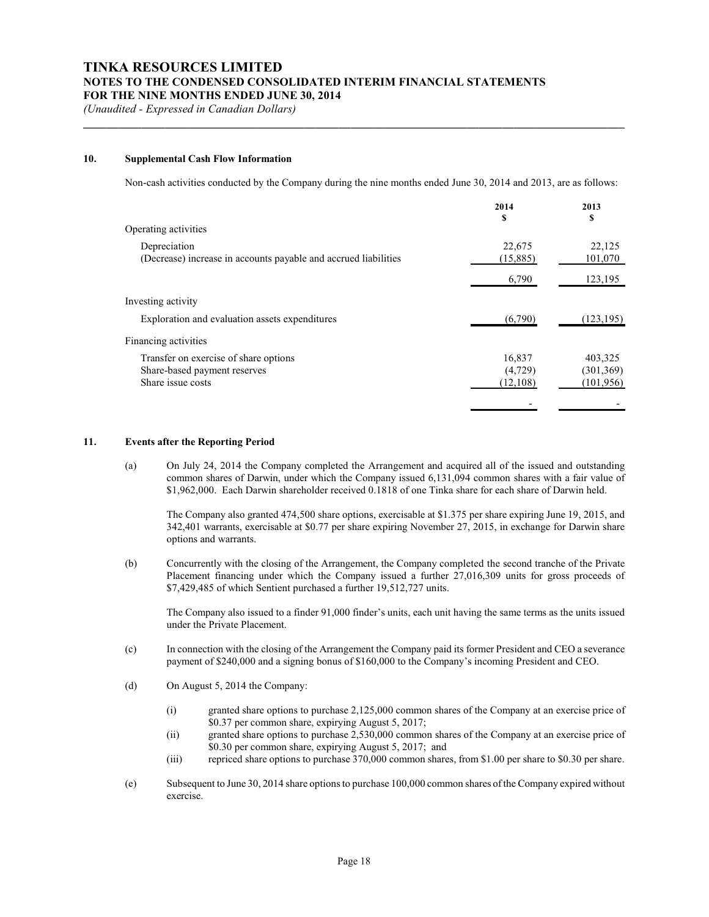## 10. Supplemental Cash Flow Information

Non-cash activities conducted by the Company during the nine months ended June 30, 2014 and 2013, are as follows:

| | 2014<br>$ | 2013<br>$ |
|---|---|---|
| Operating activities | | |
| Depreciation | 22,675 | 22,125 |
| (Decrease) increase in accounts payable and accrued liabilities | (15,885) | 101,070 |
| | 6,790 | 123,195 |
| Investing activity | | |
| Exploration and evaluation assets expenditures | (6,790) | (123,195) |
| Financing activities | | |
| Transfer on exercise of share options | 16,837 | 403,325 |
| Share-based payment reserves | (4,729) | (301,369) |
| Share issue costs | (12,108) | (101,956) |
| | - | - |

## 11. Events after the Reporting Period

(a) On July 24, 2014 the Company completed the Arrangement and acquired all of the issued and outstanding common shares of Darwin, under which the Company issued 6,131,094 common shares with a fair value of $1,962,000. Each Darwin shareholder received 0.1818 of one Tinka share for each share of Darwin held.

The Company also granted 474,500 share options, exercisable at $1.375 per share expiring June 19, 2015, and 342,401 warrants, exercisable at $0.77 per share expiring November 27, 2015, in exchange for Darwin share options and warrants.

(b) Concurrently with the closing of the Arrangement, the Company completed the second tranche of the Private Placement financing under which the Company issued a further 27,016,309 units for gross proceeds of $7,429,485 of which Sentient purchased a further 19,512,727 units.

The Company also issued to a finder 91,000 finder's units, each unit having the same terms as the units issued under the Private Placement.

(c) In connection with the closing of the Arrangement the Company paid its former President and CEO a severance payment of $240,000 and a signing bonus of $160,000 to the Company's incoming President and CEO.

(d) On August 5, 2014 the Company:

(i) granted share options to purchase 2,125,000 common shares of the Company at an exercise price of $0.37 per common share, expirying August 5, 2017;

(ii) granted share options to purchase 2,530,000 common shares of the Company at an exercise price of $0.30 per common share, expirying August 5, 2017; and

(iii) repriced share options to purchase 370,000 common shares, from $1.00 per share to $0.30 per share.

(e) Subsequent to June 30, 2014 share options to purchase 100,000 common shares of the Company expired without exercise.